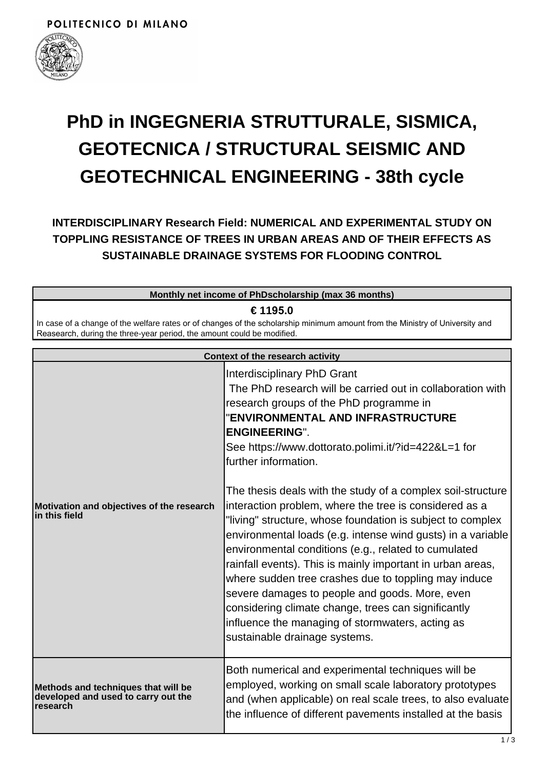POLITECNICO DI MILANO

# PhD in INGEGNERIA STRUTTURALE, SISMICA, GEOTECNICA / STRUCTURAL SEISMIC AND GEOTECHNICAL ENGINEERING - 38th cycle

### INTERDISCIPLINARY Research Field: NUMERICAL AND EXPERIMENTAL STUDY ON TOPPLING RESISTANCE OF TREES IN URBAN AREAS AND OF THEIR EFFECTS AS SUSTAINABLE DRAINAGE SYSTEMS FOR FLOODING CONTROL

| Monthly net income of PhDscholarship (max 36 months) |
|---|
| **€ 1195.0** <br> In case of a change of the welfare rates or of changes of the scholarship minimum amount from the Ministry of University and Reasearch, during the three-year period, the amount could be modified. |

| Context of the research activity | |
|---|---|
| **Motivation and objectives of the research in this field** | Interdisciplinary PhD Grant <br> The PhD research will be carried out in collaboration with research groups of the PhD programme in "**ENVIRONMENTAL AND INFRASTRUCTURE ENGINEERING**". <br> See https://www.dottorato.polimi.it/?id=422&L=1 for further information. <br><br> The thesis deals with the study of a complex soil-structure interaction problem, where the tree is considered as a "living" structure, whose foundation is subject to complex environmental loads (e.g. intense wind gusts) in a variable environmental conditions (e.g., related to cumulated rainfall events). This is mainly important in urban areas, where sudden tree crashes due to toppling may induce severe damages to people and goods. More, even considering climate change, trees can significantly influence the managing of stormwaters, acting as sustainable drainage systems. |
| **Methods and techniques that will be developed and used to carry out the research** | Both numerical and experimental techniques will be employed, working on small scale laboratory prototypes and (when applicable) on real scale trees, to also evaluate the influence of different pavements installed at the basis |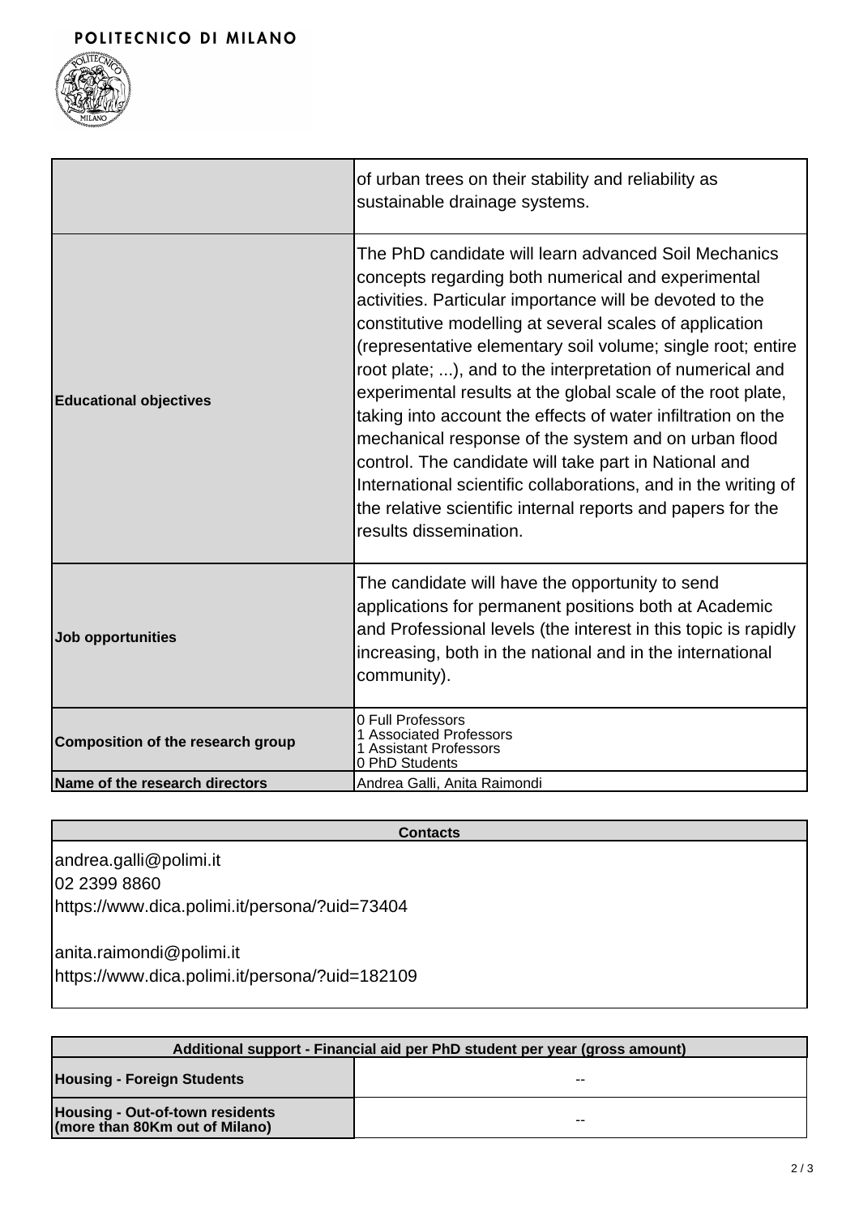| | |
|---|---|
| | of urban trees on their stability and reliability as sustainable drainage systems. |
| **Educational objectives** | The PhD candidate will learn advanced Soil Mechanics concepts regarding both numerical and experimental activities. Particular importance will be devoted to the constitutive modelling at several scales of application (representative elementary soil volume; single root; entire root plate; ...), and to the interpretation of numerical and experimental results at the global scale of the root plate, taking into account the effects of water infiltration on the mechanical response of the system and on urban flood control. The candidate will take part in National and International scientific collaborations, and in the writing of the relative scientific internal reports and papers for the results dissemination. |
| **Job opportunities** | The candidate will have the opportunity to send applications for permanent positions both at Academic and Professional levels (the interest in this topic is rapidly increasing, both in the national and in the international community). |
| **Composition of the research group** | 0 Full Professors<br>1 Associated Professors<br>1 Assistant Professors<br>0 PhD Students |
| **Name of the research directors** | Andrea Galli, Anita Raimondi |

| **Contacts** |
|---|
| andrea.galli@polimi.it<br>02 2399 8860<br>https://www.dica.polimi.it/persona/?uid=73404<br><br>anita.raimondi@polimi.it<br>https://www.dica.polimi.it/persona/?uid=182109 |

| **Additional support - Financial aid per PhD student per year (gross amount)** | |
|---|---|
| **Housing - Foreign Students** | -- |
| **Housing - Out-of-town residents (more than 80Km out of Milano)** | -- |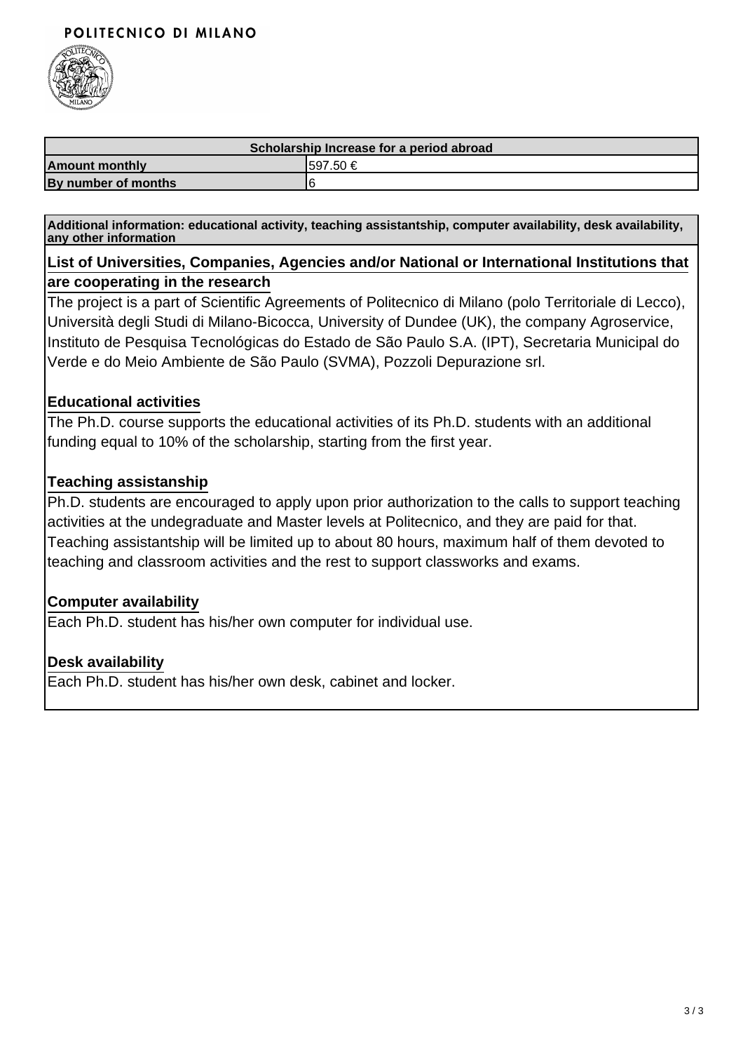POLITECNICO DI MILANO

| Scholarship Increase for a period abroad | |
| --- | --- |
| **Amount monthly** | 597.50 € |
| **By number of months** | 6 |

**Additional information: educational activity, teaching assistantship, computer availability, desk availability, any other information**

## List of Universities, Companies, Agencies and/or National or International Institutions that are cooperating in the research

The project is a part of Scientific Agreements of Politecnico di Milano (polo Territoriale di Lecco), Università degli Studi di Milano-Bicocca, University of Dundee (UK), the company Agroservice, Instituto de Pesquisa Tecnológicas do Estado de São Paulo S.A. (IPT), Secretaria Municipal do Verde e do Meio Ambiente de São Paulo (SVMA), Pozzoli Depurazione srl.

## Educational activities

The Ph.D. course supports the educational activities of its Ph.D. students with an additional funding equal to 10% of the scholarship, starting from the first year.

## Teaching assistanship

Ph.D. students are encouraged to apply upon prior authorization to the calls to support teaching activities at the undegraduate and Master levels at Politecnico, and they are paid for that. Teaching assistantship will be limited up to about 80 hours, maximum half of them devoted to teaching and classroom activities and the rest to support classworks and exams.

## Computer availability

Each Ph.D. student has his/her own computer for individual use.

## Desk availability

Each Ph.D. student has his/her own desk, cabinet and locker.